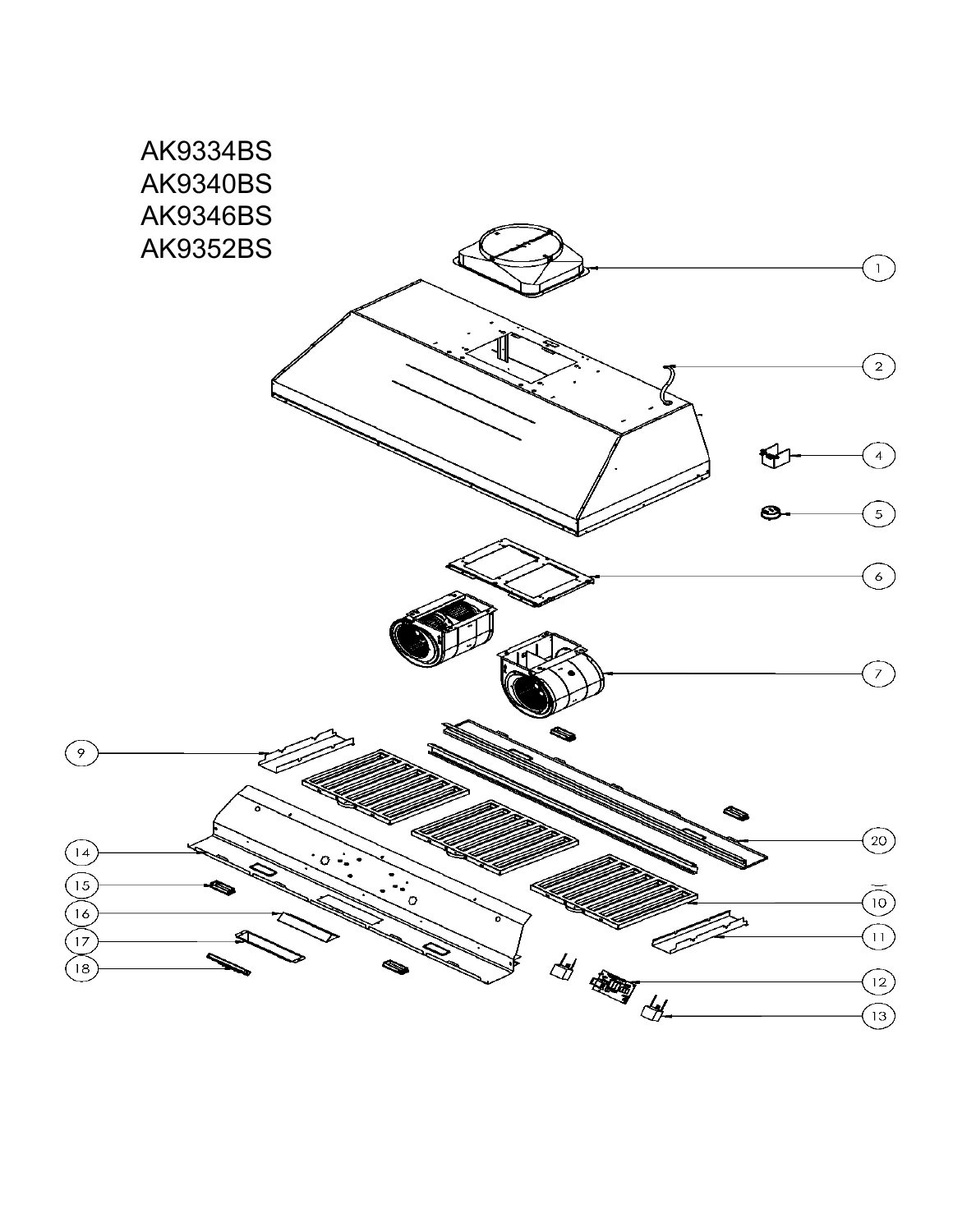AK9334BS
AK9340BS
AK9346BS
AK9352BS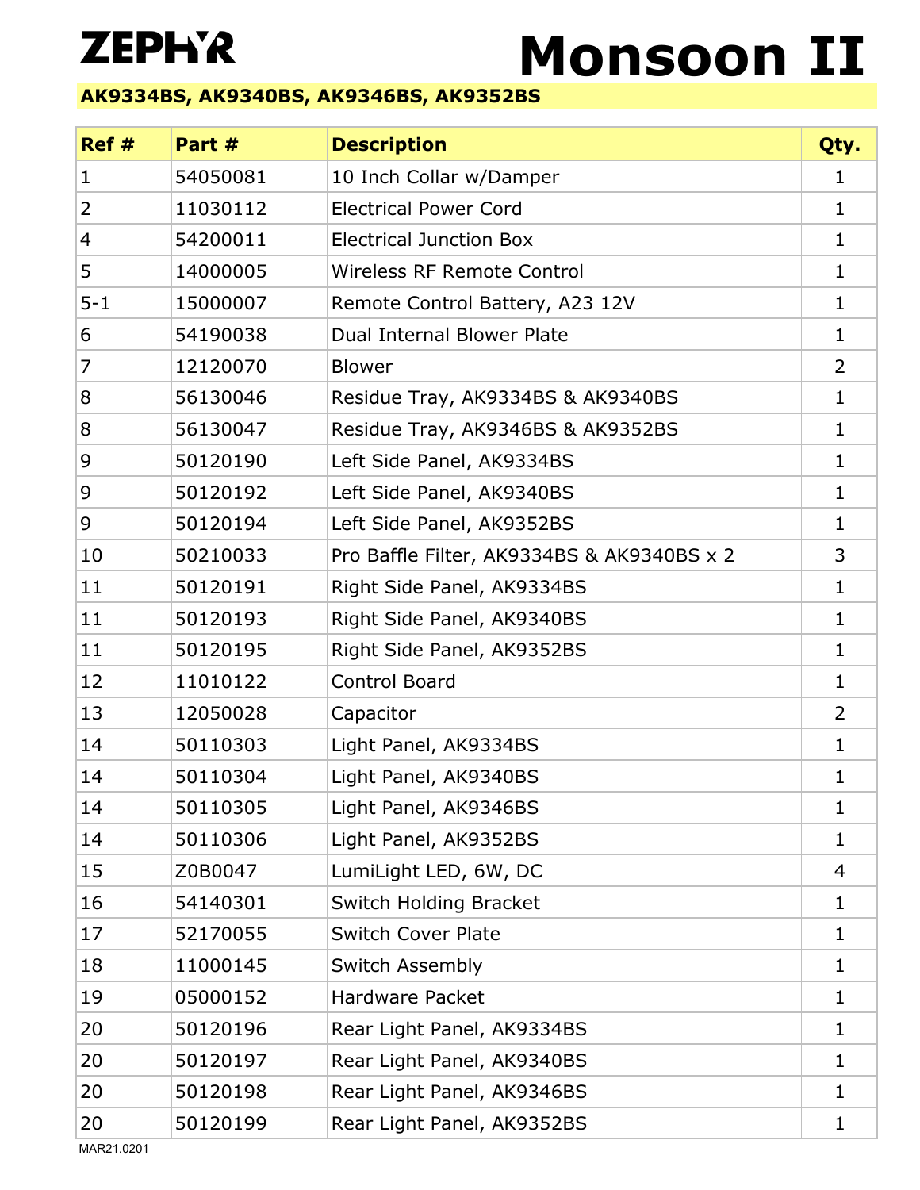# ZEPHYR

# Monsoon II

**AK9334BS, AK9340BS, AK9346BS, AK9352BS**

| Ref # | Part # | Description | Qty. |
|---|---|---|---|
| 1 | 54050081 | 10 Inch Collar w/Damper | 1 |
| 2 | 11030112 | Electrical Power Cord | 1 |
| 4 | 54200011 | Electrical Junction Box | 1 |
| 5 | 14000005 | Wireless RF Remote Control | 1 |
| 5-1 | 15000007 | Remote Control Battery, A23 12V | 1 |
| 6 | 54190038 | Dual Internal Blower Plate | 1 |
| 7 | 12120070 | Blower | 2 |
| 8 | 56130046 | Residue Tray, AK9334BS & AK9340BS | 1 |
| 8 | 56130047 | Residue Tray, AK9346BS & AK9352BS | 1 |
| 9 | 50120190 | Left Side Panel, AK9334BS | 1 |
| 9 | 50120192 | Left Side Panel, AK9340BS | 1 |
| 9 | 50120194 | Left Side Panel, AK9352BS | 1 |
| 10 | 50210033 | Pro Baffle Filter, AK9334BS & AK9340BS x 2 | 3 |
| 11 | 50120191 | Right Side Panel, AK9334BS | 1 |
| 11 | 50120193 | Right Side Panel, AK9340BS | 1 |
| 11 | 50120195 | Right Side Panel, AK9352BS | 1 |
| 12 | 11010122 | Control Board | 1 |
| 13 | 12050028 | Capacitor | 2 |
| 14 | 50110303 | Light Panel, AK9334BS | 1 |
| 14 | 50110304 | Light Panel, AK9340BS | 1 |
| 14 | 50110305 | Light Panel, AK9346BS | 1 |
| 14 | 50110306 | Light Panel, AK9352BS | 1 |
| 15 | Z0B0047 | LumiLight LED, 6W, DC | 4 |
| 16 | 54140301 | Switch Holding Bracket | 1 |
| 17 | 52170055 | Switch Cover Plate | 1 |
| 18 | 11000145 | Switch Assembly | 1 |
| 19 | 05000152 | Hardware Packet | 1 |
| 20 | 50120196 | Rear Light Panel, AK9334BS | 1 |
| 20 | 50120197 | Rear Light Panel, AK9340BS | 1 |
| 20 | 50120198 | Rear Light Panel, AK9346BS | 1 |
| 20 | 50120199 | Rear Light Panel, AK9352BS | 1 |

MAR21.0201